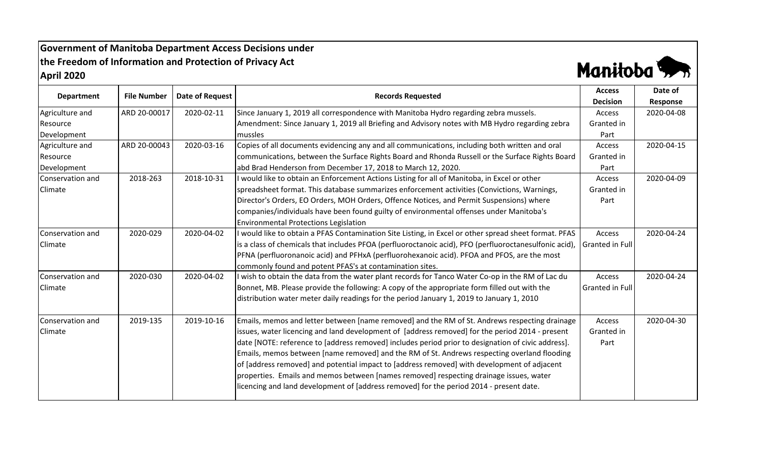# Government of Manitoba Department Access Decisions under the Freedom of Information and Protection of Privacy Act
## April 2020

Manitoba

| Department | File Number | Date of Request | Records Requested | Access Decision | Date of Response |
|---|---|---|---|---|---|
| Agriculture and Resource Development | ARD 20-00017 | 2020-02-11 | Since January 1, 2019 all correspondence with Manitoba Hydro regarding zebra mussels. Amendment: Since January 1, 2019 all Briefing and Advisory notes with MB Hydro regarding zebra mussles | Access Granted in Part | 2020-04-08 |
| Agriculture and Resource Development | ARD 20-00043 | 2020-03-16 | Copies of all documents evidencing any and all communications, including both written and oral communications, between the Surface Rights Board and Rhonda Russell or the Surface Rights Board abd Brad Henderson from December 17, 2018 to March 12, 2020. | Access Granted in Part | 2020-04-15 |
| Conservation and Climate | 2018-263 | 2018-10-31 | I would like to obtain an Enforcement Actions Listing for all of Manitoba, in Excel or other spreadsheet format. This database summarizes enforcement activities (Convictions, Warnings, Director's Orders, EO Orders, MOH Orders, Offence Notices, and Permit Suspensions) where companies/individuals have been found guilty of environmental offenses under Manitoba's Environmental Protections Legislation | Access Granted in Part | 2020-04-09 |
| Conservation and Climate | 2020-029 | 2020-04-02 | I would like to obtain a PFAS Contamination Site Listing, in Excel or other spread sheet format. PFAS is a class of chemicals that includes PFOA (perfluoroctanoic acid), PFO (perfluoroctanesulfonic acid), PFNA (perfluoronanoic acid) and PFHxA (perfluorohexanoic acid). PFOA and PFOS, are the most commonly found and potent PFAS's at contamination sites. | Access Granted in Full | 2020-04-24 |
| Conservation and Climate | 2020-030 | 2020-04-02 | I wish to obtain the data from the water plant records for Tanco Water Co-op in the RM of Lac du Bonnet, MB. Please provide the following: A copy of the appropriate form filled out with the distribution water meter daily readings for the period January 1, 2019 to January 1, 2010 | Access Granted in Full | 2020-04-24 |
| Conservation and Climate | 2019-135 | 2019-10-16 | Emails, memos and letter between [name removed] and the RM of St. Andrews respecting drainage issues, water licencing and land development of [address removed] for the period 2014 - present date [NOTE: reference to [address removed] includes period prior to designation of civic address]. Emails, memos between [name removed] and the RM of St. Andrews respecting overland flooding of [address removed] and potential impact to [address removed] with development of adjacent properties. Emails and memos between [names removed] respecting drainage issues, water licencing and land development of [address removed] for the period 2014 - present date. | Access Granted in Part | 2020-04-30 |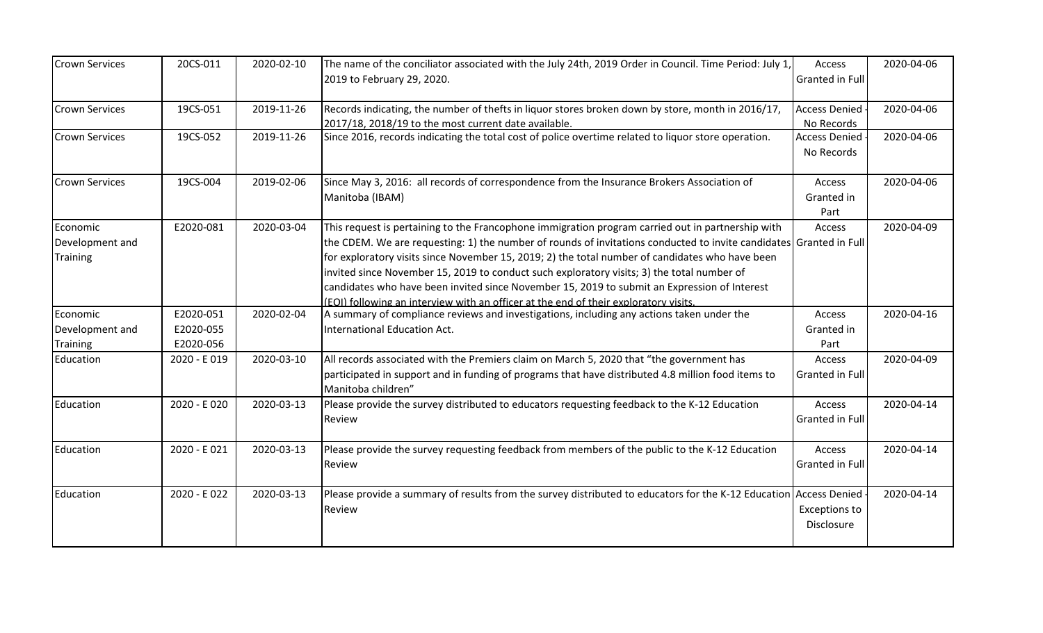| | | | | | |
|---|---|---|---|---|---|
| Crown Services | 20CS-011 | 2020-02-10 | The name of the conciliator associated with the July 24th, 2019 Order in Council. Time Period: July 1, 2019 to February 29, 2020. | Access Granted in Full | 2020-04-06 |
| Crown Services | 19CS-051 | 2019-11-26 | Records indicating, the number of thefts in liquor stores broken down by store, month in 2016/17, 2017/18, 2018/19 to the most current date available. | Access Denied - No Records | 2020-04-06 |
| Crown Services | 19CS-052 | 2019-11-26 | Since 2016, records indicating the total cost of police overtime related to liquor store operation. | Access Denied - No Records | 2020-04-06 |
| Crown Services | 19CS-004 | 2019-02-06 | Since May 3, 2016: all records of correspondence from the Insurance Brokers Association of Manitoba (IBAM) | Access Granted in Part | 2020-04-06 |
| Economic Development and Training | E2020-081 | 2020-03-04 | This request is pertaining to the Francophone immigration program carried out in partnership with the CDEM. We are requesting: 1) the number of rounds of invitations conducted to invite candidates for exploratory visits since November 15, 2019; 2) the total number of candidates who have been invited since November 15, 2019 to conduct such exploratory visits; 3) the total number of candidates who have been invited since November 15, 2019 to submit an Expression of Interest (EOI) following an interview with an officer at the end of their exploratory visits. | Access Granted in Full | 2020-04-09 |
| Economic Development and Training | E2020-051 E2020-055 E2020-056 | 2020-02-04 | A summary of compliance reviews and investigations, including any actions taken under the International Education Act. | Access Granted in Part | 2020-04-16 |
| Education | 2020 - E 019 | 2020-03-10 | All records associated with the Premiers claim on March 5, 2020 that "the government has participated in support and in funding of programs that have distributed 4.8 million food items to Manitoba children" | Access Granted in Full | 2020-04-09 |
| Education | 2020 - E 020 | 2020-03-13 | Please provide the survey distributed to educators requesting feedback to the K-12 Education Review | Access Granted in Full | 2020-04-14 |
| Education | 2020 - E 021 | 2020-03-13 | Please provide the survey requesting feedback from members of the public to the K-12 Education Review | Access Granted in Full | 2020-04-14 |
| Education | 2020 - E 022 | 2020-03-13 | Please provide a summary of results from the survey distributed to educators for the K-12 Education Review | Access Denied - Exceptions to Disclosure | 2020-04-14 |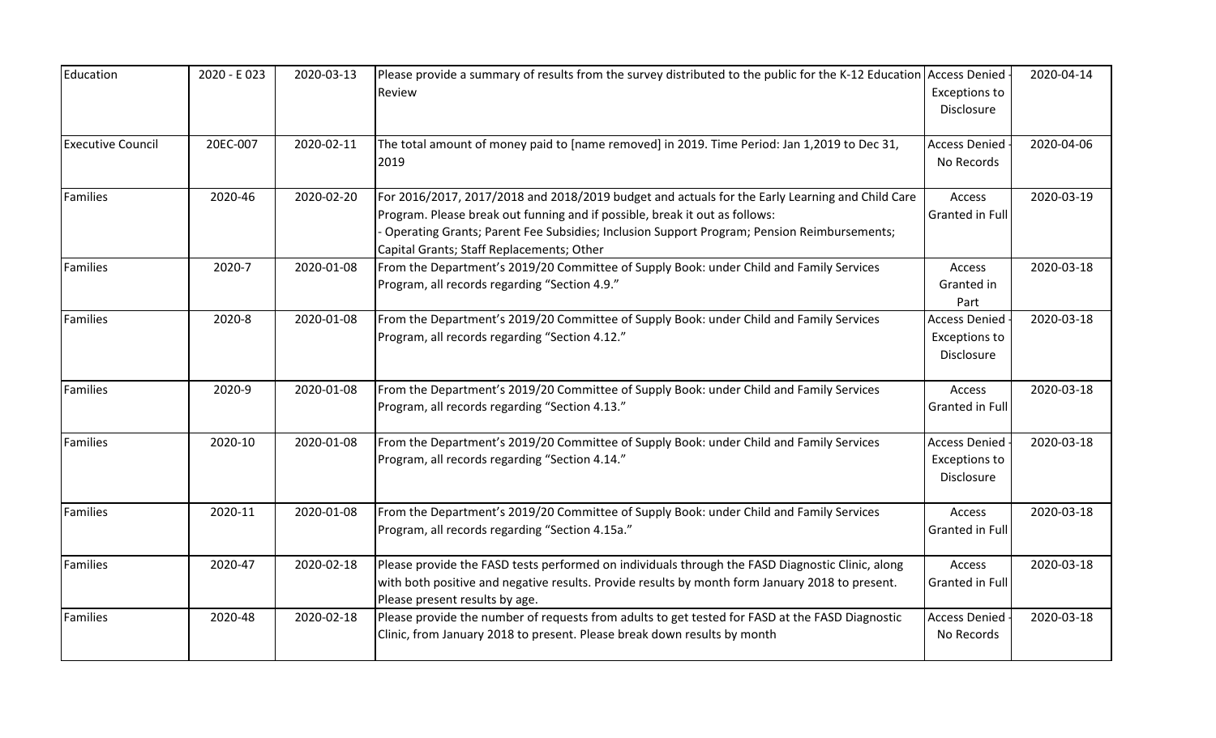| | | | | | |
|---|---|---|---|---|---|
| Education | 2020 - E 023 | 2020-03-13 | Please provide a summary of results from the survey distributed to the public for the K-12 Education Review | Access Denied - Exceptions to Disclosure | 2020-04-14 |
| Executive Council | 20EC-007 | 2020-02-11 | The total amount of money paid to [name removed] in 2019. Time Period: Jan 1,2019 to Dec 31, 2019 | Access Denied - No Records | 2020-04-06 |
| Families | 2020-46 | 2020-02-20 | For 2016/2017, 2017/2018 and 2018/2019 budget and actuals for the Early Learning and Child Care Program. Please break out funning and if possible, break it out as follows: - Operating Grants; Parent Fee Subsidies; Inclusion Support Program; Pension Reimbursements; Capital Grants; Staff Replacements; Other | Access Granted in Full | 2020-03-19 |
| Families | 2020-7 | 2020-01-08 | From the Department's 2019/20 Committee of Supply Book: under Child and Family Services Program, all records regarding "Section 4.9." | Access Granted in Part | 2020-03-18 |
| Families | 2020-8 | 2020-01-08 | From the Department's 2019/20 Committee of Supply Book: under Child and Family Services Program, all records regarding "Section 4.12." | Access Denied - Exceptions to Disclosure | 2020-03-18 |
| Families | 2020-9 | 2020-01-08 | From the Department's 2019/20 Committee of Supply Book: under Child and Family Services Program, all records regarding "Section 4.13." | Access Granted in Full | 2020-03-18 |
| Families | 2020-10 | 2020-01-08 | From the Department's 2019/20 Committee of Supply Book: under Child and Family Services Program, all records regarding "Section 4.14." | Access Denied - Exceptions to Disclosure | 2020-03-18 |
| Families | 2020-11 | 2020-01-08 | From the Department's 2019/20 Committee of Supply Book: under Child and Family Services Program, all records regarding "Section 4.15a." | Access Granted in Full | 2020-03-18 |
| Families | 2020-47 | 2020-02-18 | Please provide the FASD tests performed on individuals through the FASD Diagnostic Clinic, along with both positive and negative results. Provide results by month form January 2018 to present. Please present results by age. | Access Granted in Full | 2020-03-18 |
| Families | 2020-48 | 2020-02-18 | Please provide the number of requests from adults to get tested for FASD at the FASD Diagnostic Clinic, from January 2018 to present. Please break down results by month | Access Denied - No Records | 2020-03-18 |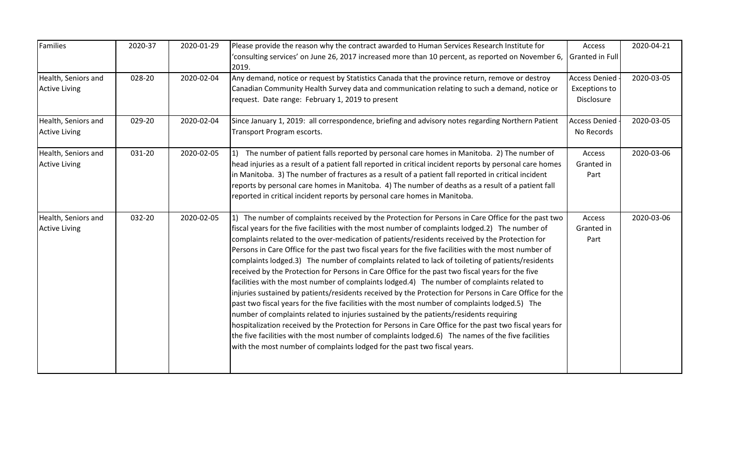| Families | 2020-37 | 2020-01-29 | Please provide the reason why the contract awarded to Human Services Research Institute for 'consulting services' on June 26, 2017 increased more than 10 percent, as reported on November 6, 2019. | Access Granted in Full | 2020-04-21 |
|---|---|---|---|---|---|
| Health, Seniors and Active Living | 028-20 | 2020-02-04 | Any demand, notice or request by Statistics Canada that the province return, remove or destroy Canadian Community Health Survey data and communication relating to such a demand, notice or request. Date range: February 1, 2019 to present | Access Denied - Exceptions to Disclosure | 2020-03-05 |
| Health, Seniors and Active Living | 029-20 | 2020-02-04 | Since January 1, 2019: all correspondence, briefing and advisory notes regarding Northern Patient Transport Program escorts. | Access Denied - No Records | 2020-03-05 |
| Health, Seniors and Active Living | 031-20 | 2020-02-05 | 1) The number of patient falls reported by personal care homes in Manitoba. 2) The number of head injuries as a result of a patient fall reported in critical incident reports by personal care homes in Manitoba. 3) The number of fractures as a result of a patient fall reported in critical incident reports by personal care homes in Manitoba. 4) The number of deaths as a result of a patient fall reported in critical incident reports by personal care homes in Manitoba. | Access Granted in Part | 2020-03-06 |
| Health, Seniors and Active Living | 032-20 | 2020-02-05 | 1) The number of complaints received by the Protection for Persons in Care Office for the past two fiscal years for the five facilities with the most number of complaints lodged.2) The number of complaints related to the over-medication of patients/residents received by the Protection for Persons in Care Office for the past two fiscal years for the five facilities with the most number of complaints lodged.3) The number of complaints related to lack of toileting of patients/residents received by the Protection for Persons in Care Office for the past two fiscal years for the five facilities with the most number of complaints lodged.4) The number of complaints related to injuries sustained by patients/residents received by the Protection for Persons in Care Office for the past two fiscal years for the five facilities with the most number of complaints lodged.5) The number of complaints related to injuries sustained by the patients/residents requiring hospitalization received by the Protection for Persons in Care Office for the past two fiscal years for the five facilities with the most number of complaints lodged.6) The names of the five facilities with the most number of complaints lodged for the past two fiscal years. | Access Granted in Part | 2020-03-06 |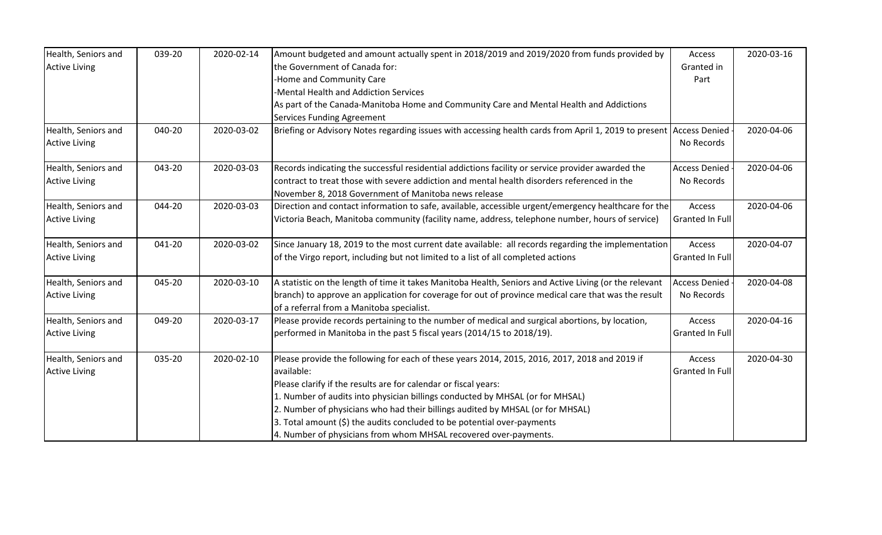| Health, Seniors and Active Living | 039-20 | 2020-02-14 | Amount budgeted and amount actually spent in 2018/2019 and 2019/2020 from funds provided by the Government of Canada for:<br>-Home and Community Care<br>-Mental Health and Addiction Services<br>As part of the Canada-Manitoba Home and Community Care and Mental Health and Addictions Services Funding Agreement | Access Granted in Part | 2020-03-16 |
|---|---|---|---|---|---|
| Health, Seniors and Active Living | 040-20 | 2020-03-02 | Briefing or Advisory Notes regarding issues with accessing health cards from April 1, 2019 to present | Access Denied - No Records | 2020-04-06 |
| Health, Seniors and Active Living | 043-20 | 2020-03-03 | Records indicating the successful residential addictions facility or service provider awarded the contract to treat those with severe addiction and mental health disorders referenced in the November 8, 2018 Government of Manitoba news release | Access Denied - No Records | 2020-04-06 |
| Health, Seniors and Active Living | 044-20 | 2020-03-03 | Direction and contact information to safe, available, accessible urgent/emergency healthcare for the Victoria Beach, Manitoba community (facility name, address, telephone number, hours of service) | Access Granted In Full | 2020-04-06 |
| Health, Seniors and Active Living | 041-20 | 2020-03-02 | Since January 18, 2019 to the most current date available: all records regarding the implementation of the Virgo report, including but not limited to a list of all completed actions | Access Granted In Full | 2020-04-07 |
| Health, Seniors and Active Living | 045-20 | 2020-03-10 | A statistic on the length of time it takes Manitoba Health, Seniors and Active Living (or the relevant branch) to approve an application for coverage for out of province medical care that was the result of a referral from a Manitoba specialist. | Access Denied - No Records | 2020-04-08 |
| Health, Seniors and Active Living | 049-20 | 2020-03-17 | Please provide records pertaining to the number of medical and surgical abortions, by location, performed in Manitoba in the past 5 fiscal years (2014/15 to 2018/19). | Access Granted In Full | 2020-04-16 |
| Health, Seniors and Active Living | 035-20 | 2020-02-10 | Please provide the following for each of these years 2014, 2015, 2016, 2017, 2018 and 2019 if available:<br>Please clarify if the results are for calendar or fiscal years:<br>1. Number of audits into physician billings conducted by MHSAL (or for MHSAL)<br>2. Number of physicians who had their billings audited by MHSAL (or for MHSAL)<br>3. Total amount ($) the audits concluded to be potential over-payments<br>4. Number of physicians from whom MHSAL recovered over-payments. | Access Granted In Full | 2020-04-30 |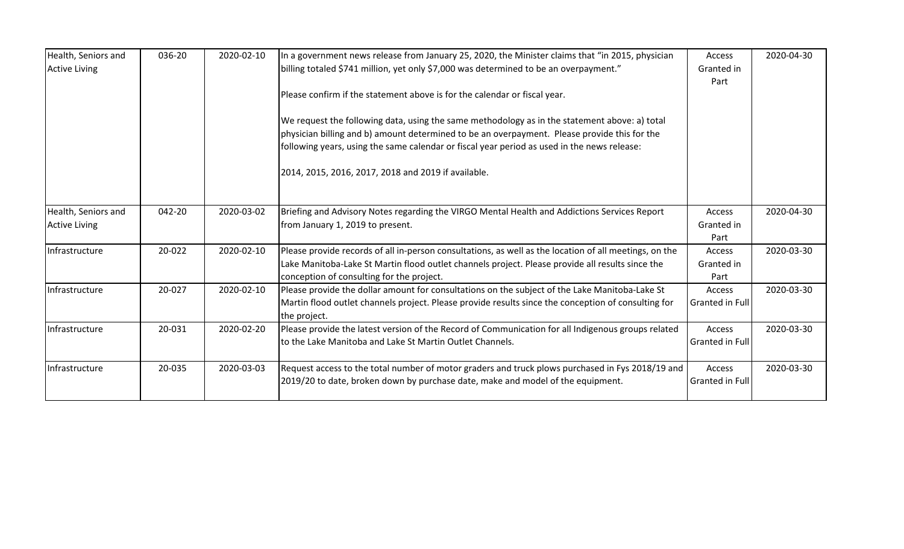| Health, Seniors and Active Living | 036-20 | 2020-02-10 | In a government news release from January 25, 2020, the Minister claims that "in 2015, physician billing totaled $741 million, yet only $7,000 was determined to be an overpayment."<br><br>Please confirm if the statement above is for the calendar or fiscal year.<br><br>We request the following data, using the same methodology as in the statement above: a) total physician billing and b) amount determined to be an overpayment. Please provide this for the following years, using the same calendar or fiscal year period as used in the news release:<br><br>2014, 2015, 2016, 2017, 2018 and 2019 if available. | Access Granted in Part | 2020-04-30 |
|---|---|---|---|---|---|
| Health, Seniors and Active Living | 042-20 | 2020-03-02 | Briefing and Advisory Notes regarding the VIRGO Mental Health and Addictions Services Report from January 1, 2019 to present. | Access Granted in Part | 2020-04-30 |
| Infrastructure | 20-022 | 2020-02-10 | Please provide records of all in-person consultations, as well as the location of all meetings, on the Lake Manitoba-Lake St Martin flood outlet channels project. Please provide all results since the conception of consulting for the project. | Access Granted in Part | 2020-03-30 |
| Infrastructure | 20-027 | 2020-02-10 | Please provide the dollar amount for consultations on the subject of the Lake Manitoba-Lake St Martin flood outlet channels project. Please provide results since the conception of consulting for the project. | Access Granted in Full | 2020-03-30 |
| Infrastructure | 20-031 | 2020-02-20 | Please provide the latest version of the Record of Communication for all Indigenous groups related to the Lake Manitoba and Lake St Martin Outlet Channels. | Access Granted in Full | 2020-03-30 |
| Infrastructure | 20-035 | 2020-03-03 | Request access to the total number of motor graders and truck plows purchased in Fys 2018/19 and 2019/20 to date, broken down by purchase date, make and model of the equipment. | Access Granted in Full | 2020-03-30 |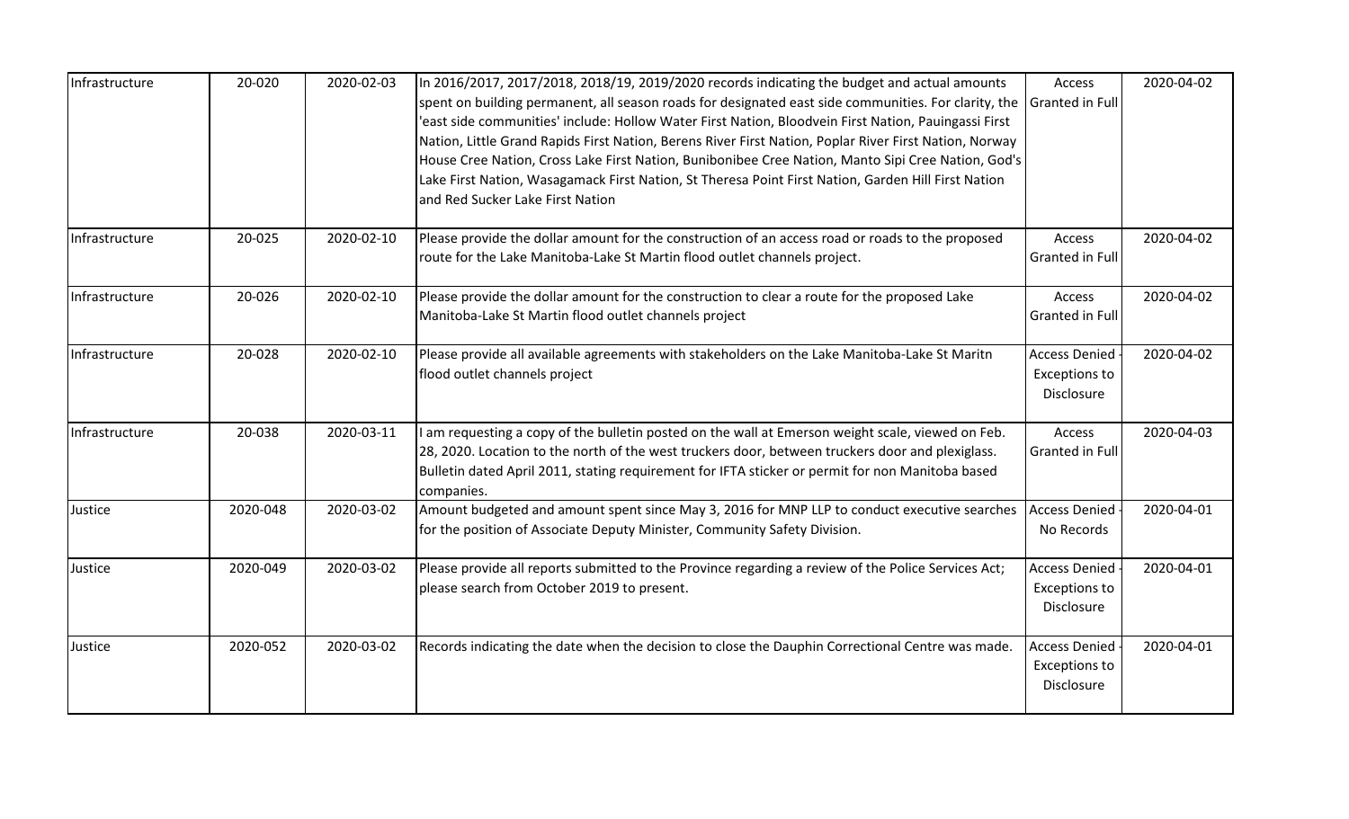| Infrastructure | 20-020 | 2020-02-03 | In 2016/2017, 2017/2018, 2018/19, 2019/2020 records indicating the budget and actual amounts spent on building permanent, all season roads for designated east side communities. For clarity, the 'east side communities' include: Hollow Water First Nation, Bloodvein First Nation, Pauingassi First Nation, Little Grand Rapids First Nation, Berens River First Nation, Poplar River First Nation, Norway House Cree Nation, Cross Lake First Nation, Bunibonibee Cree Nation, Manto Sipi Cree Nation, God's Lake First Nation, Wasagamack First Nation, St Theresa Point First Nation, Garden Hill First Nation and Red Sucker Lake First Nation | Access Granted in Full | 2020-04-02 |
|---|---|---|---|---|---|
| Infrastructure | 20-025 | 2020-02-10 | Please provide the dollar amount for the construction of an access road or roads to the proposed route for the Lake Manitoba-Lake St Martin flood outlet channels project. | Access Granted in Full | 2020-04-02 |
| Infrastructure | 20-026 | 2020-02-10 | Please provide the dollar amount for the construction to clear a route for the proposed Lake Manitoba-Lake St Martin flood outlet channels project | Access Granted in Full | 2020-04-02 |
| Infrastructure | 20-028 | 2020-02-10 | Please provide all available agreements with stakeholders on the Lake Manitoba-Lake St Maritn flood outlet channels project | Access Denied - Exceptions to Disclosure | 2020-04-02 |
| Infrastructure | 20-038 | 2020-03-11 | I am requesting a copy of the bulletin posted on the wall at Emerson weight scale, viewed on Feb. 28, 2020. Location to the north of the west truckers door, between truckers door and plexiglass. Bulletin dated April 2011, stating requirement for IFTA sticker or permit for non Manitoba based companies. | Access Granted in Full | 2020-04-03 |
| Justice | 2020-048 | 2020-03-02 | Amount budgeted and amount spent since May 3, 2016 for MNP LLP to conduct executive searches for the position of Associate Deputy Minister, Community Safety Division. | Access Denied - No Records | 2020-04-01 |
| Justice | 2020-049 | 2020-03-02 | Please provide all reports submitted to the Province regarding a review of the Police Services Act; please search from October 2019 to present. | Access Denied - Exceptions to Disclosure | 2020-04-01 |
| Justice | 2020-052 | 2020-03-02 | Records indicating the date when the decision to close the Dauphin Correctional Centre was made. | Access Denied - Exceptions to Disclosure | 2020-04-01 |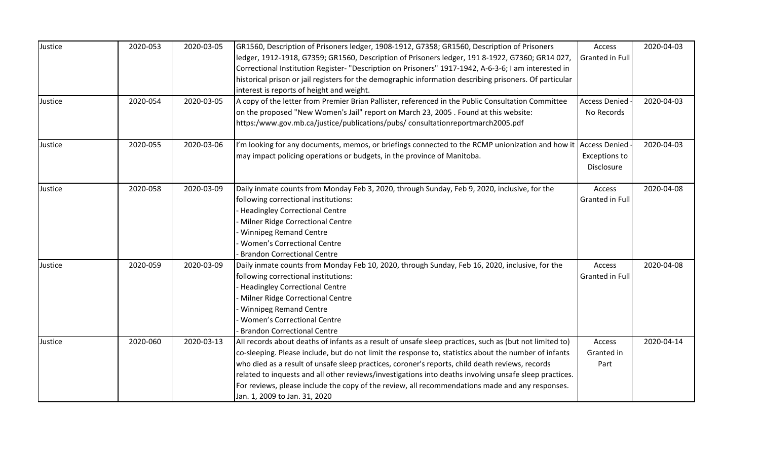| Justice | 2020-053 | 2020-03-05 | GR1560, Description of Prisoners ledger, 1908-1912, G7358; GR1560, Description of Prisoners ledger, 1912-1918, G7359; GR1560, Description of Prisoners ledger, 191 8-1922, G7360; GR14 027, Correctional Institution Register- "Description on Prisoners" 1917-1942, A-6-3-6; I am interested in historical prison or jail registers for the demographic information describing prisoners. Of particular interest is reports of height and weight. | Access Granted in Full | 2020-04-03 |
|---|---|---|---|---|---|
| Justice | 2020-054 | 2020-03-05 | A copy of the letter from Premier Brian Pallister, referenced in the Public Consultation Committee on the proposed "New Women's Jail" report on March 23, 2005 . Found at this website: https:/www.gov.mb.ca/justice/publications/pubs/ consultationreportmarch2005.pdf | Access Denied - No Records | 2020-04-03 |
| Justice | 2020-055 | 2020-03-06 | I'm looking for any documents, memos, or briefings connected to the RCMP unionization and how it may impact policing operations or budgets, in the province of Manitoba. | Access Denied - Exceptions to Disclosure | 2020-04-03 |
| Justice | 2020-058 | 2020-03-09 | Daily inmate counts from Monday Feb 3, 2020, through Sunday, Feb 9, 2020, inclusive, for the following correctional institutions:<br>- Headingley Correctional Centre<br>- Milner Ridge Correctional Centre<br>- Winnipeg Remand Centre<br>- Women's Correctional Centre<br>- Brandon Correctional Centre | Access Granted in Full | 2020-04-08 |
| Justice | 2020-059 | 2020-03-09 | Daily inmate counts from Monday Feb 10, 2020, through Sunday, Feb 16, 2020, inclusive, for the following correctional institutions:<br>- Headingley Correctional Centre<br>- Milner Ridge Correctional Centre<br>- Winnipeg Remand Centre<br>- Women's Correctional Centre<br>- Brandon Correctional Centre | Access Granted in Full | 2020-04-08 |
| Justice | 2020-060 | 2020-03-13 | All records about deaths of infants as a result of unsafe sleep practices, such as (but not limited to) co-sleeping. Please include, but do not limit the response to, statistics about the number of infants who died as a result of unsafe sleep practices, coroner's reports, child death reviews, records related to inquests and all other reviews/investigations into deaths involving unsafe sleep practices. For reviews, please include the copy of the review, all recommendations made and any responses. Jan. 1, 2009 to Jan. 31, 2020 | Access Granted in Part | 2020-04-14 |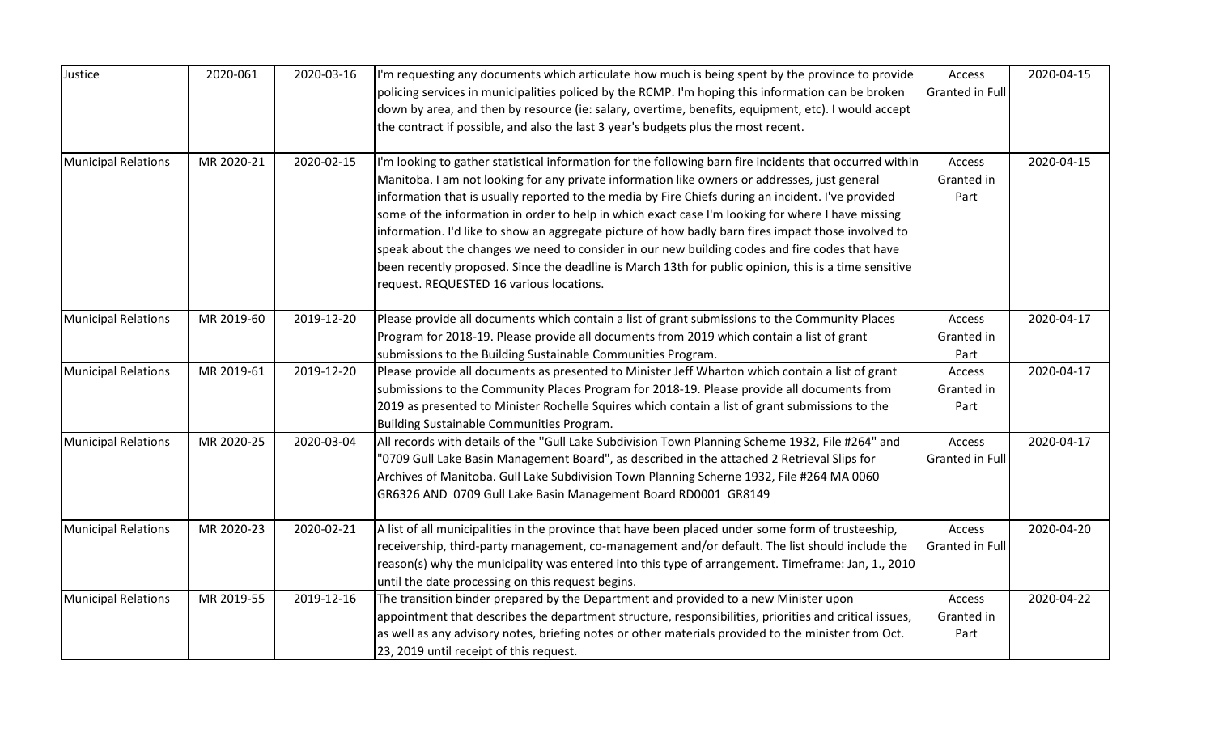| Justice | 2020-061 | 2020-03-16 | I'm requesting any documents which articulate how much is being spent by the province to provide policing services in municipalities policed by the RCMP. I'm hoping this information can be broken down by area, and then by resource (ie: salary, overtime, benefits, equipment, etc). I would accept the contract if possible, and also the last 3 year's budgets plus the most recent. | Access Granted in Full | 2020-04-15 |
|---|---|---|---|---|---|
| Municipal Relations | MR 2020-21 | 2020-02-15 | I'm looking to gather statistical information for the following barn fire incidents that occurred within Manitoba. I am not looking for any private information like owners or addresses, just general information that is usually reported to the media by Fire Chiefs during an incident. I've provided some of the information in order to help in which exact case I'm looking for where I have missing information. I'd like to show an aggregate picture of how badly barn fires impact those involved to speak about the changes we need to consider in our new building codes and fire codes that have been recently proposed. Since the deadline is March 13th for public opinion, this is a time sensitive request. REQUESTED 16 various locations. | Access Granted in Part | 2020-04-15 |
| Municipal Relations | MR 2019-60 | 2019-12-20 | Please provide all documents which contain a list of grant submissions to the Community Places Program for 2018-19. Please provide all documents from 2019 which contain a list of grant submissions to the Building Sustainable Communities Program. | Access Granted in Part | 2020-04-17 |
| Municipal Relations | MR 2019-61 | 2019-12-20 | Please provide all documents as presented to Minister Jeff Wharton which contain a list of grant submissions to the Community Places Program for 2018-19. Please provide all documents from 2019 as presented to Minister Rochelle Squires which contain a list of grant submissions to the Building Sustainable Communities Program. | Access Granted in Part | 2020-04-17 |
| Municipal Relations | MR 2020-25 | 2020-03-04 | All records with details of the "Gull Lake Subdivision Town Planning Scheme 1932, File #264" and "0709 Gull Lake Basin Management Board", as described in the attached 2 Retrieval Slips for Archives of Manitoba. Gull Lake Subdivision Town Planning Scherne 1932, File #264 MA 0060 GR6326 AND 0709 Gull Lake Basin Management Board RD0001 GR8149 | Access Granted in Full | 2020-04-17 |
| Municipal Relations | MR 2020-23 | 2020-02-21 | A list of all municipalities in the province that have been placed under some form of trusteeship, receivership, third-party management, co-management and/or default. The list should include the reason(s) why the municipality was entered into this type of arrangement. Timeframe: Jan, 1., 2010 until the date processing on this request begins. | Access Granted in Full | 2020-04-20 |
| Municipal Relations | MR 2019-55 | 2019-12-16 | The transition binder prepared by the Department and provided to a new Minister upon appointment that describes the department structure, responsibilities, priorities and critical issues, as well as any advisory notes, briefing notes or other materials provided to the minister from Oct. 23, 2019 until receipt of this request. | Access Granted in Part | 2020-04-22 |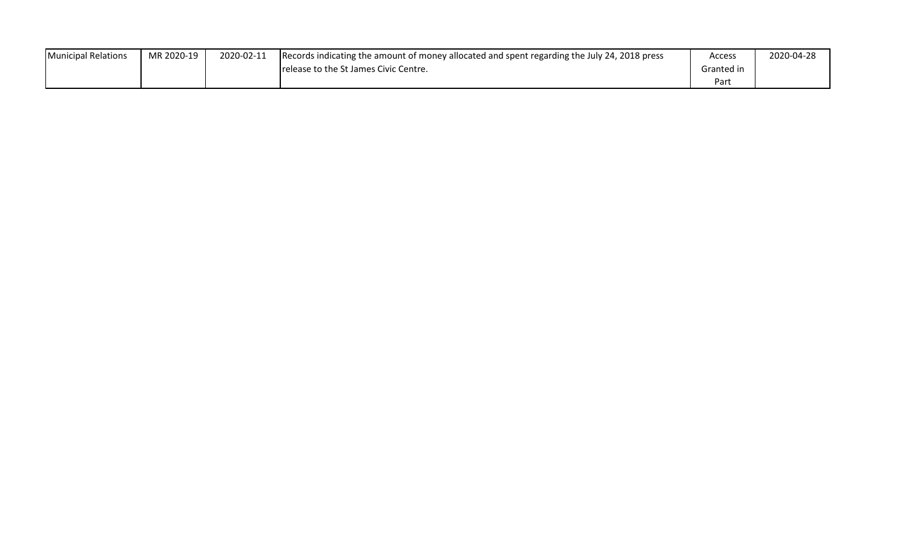| | | | | | |
|---|---|---|---|---|---|
| Municipal Relations | MR 2020-19 | 2020-02-11 | Records indicating the amount of money allocated and spent regarding the July 24, 2018 press release to the St James Civic Centre. | Access Granted in Part | 2020-04-28 |